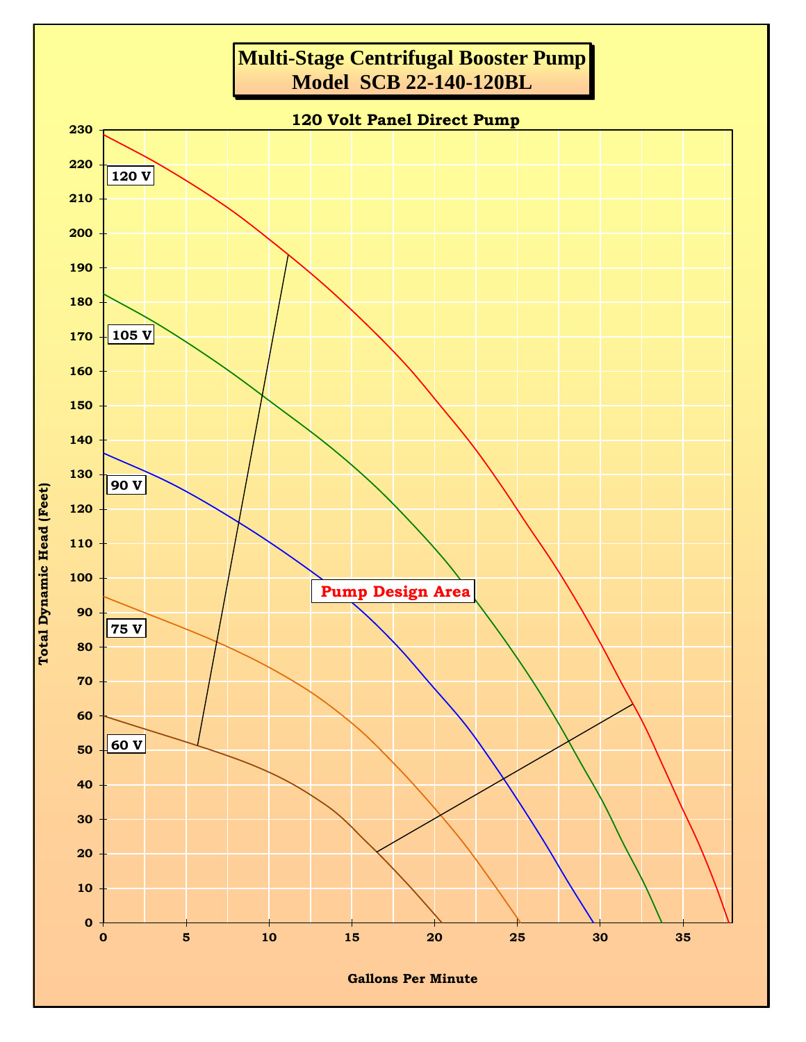# Multi-Stage Centrifugal Booster Pump
# Model SCB 22-140-120BL

## 120 Volt Panel Direct Pump

Total Dynamic Head (Feet)

230, 220, 210, 200, 190, 180, 170, 160, 150, 140, 130, 120, 110, 100, 90, 80, 70, 60, 50, 40, 30, 20, 10, 0

120 V

105 V

90 V

75 V

60 V

**Pump Design Area**

0, 5, 10, 15, 20, 25, 30, 35

Gallons Per Minute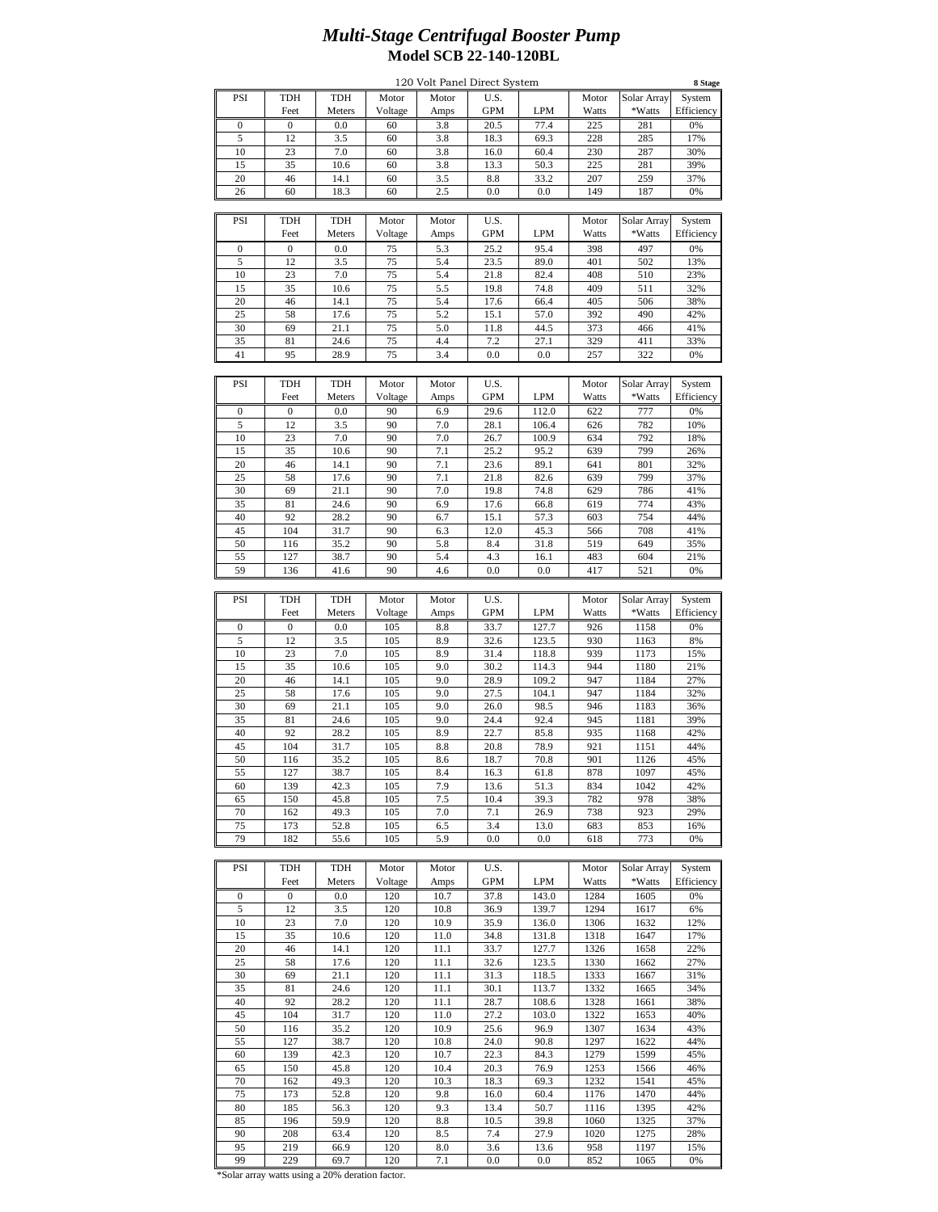# *Multi-Stage Centrifugal Booster Pump*

**Model SCB 22-140-120BL**

120 Volt Panel Direct System **8 Stage**

| PSI | TDH Feet | TDH Meters | Motor Voltage | Motor Amps | U.S. GPM | LPM | Motor Watts | Solar Array *Watts | System Efficiency |
|---|---|---|---|---|---|---|---|---|---|
| 0 | 0 | 0.0 | 60 | 3.8 | 20.5 | 77.4 | 225 | 281 | 0% |
| 5 | 12 | 3.5 | 60 | 3.8 | 18.3 | 69.3 | 228 | 285 | 17% |
| 10 | 23 | 7.0 | 60 | 3.8 | 16.0 | 60.4 | 230 | 287 | 30% |
| 15 | 35 | 10.6 | 60 | 3.8 | 13.3 | 50.3 | 225 | 281 | 39% |
| 20 | 46 | 14.1 | 60 | 3.5 | 8.8 | 33.2 | 207 | 259 | 37% |
| 26 | 60 | 18.3 | 60 | 2.5 | 0.0 | 0.0 | 149 | 187 | 0% |

| PSI | TDH Feet | TDH Meters | Motor Voltage | Motor Amps | U.S. GPM | LPM | Motor Watts | Solar Array *Watts | System Efficiency |
|---|---|---|---|---|---|---|---|---|---|
| 0 | 0 | 0.0 | 75 | 5.3 | 25.2 | 95.4 | 398 | 497 | 0% |
| 5 | 12 | 3.5 | 75 | 5.4 | 23.5 | 89.0 | 401 | 502 | 13% |
| 10 | 23 | 7.0 | 75 | 5.4 | 21.8 | 82.4 | 408 | 510 | 23% |
| 15 | 35 | 10.6 | 75 | 5.5 | 19.8 | 74.8 | 409 | 511 | 32% |
| 20 | 46 | 14.1 | 75 | 5.4 | 17.6 | 66.4 | 405 | 506 | 38% |
| 25 | 58 | 17.6 | 75 | 5.2 | 15.1 | 57.0 | 392 | 490 | 42% |
| 30 | 69 | 21.1 | 75 | 5.0 | 11.8 | 44.5 | 373 | 466 | 41% |
| 35 | 81 | 24.6 | 75 | 4.4 | 7.2 | 27.1 | 329 | 411 | 33% |
| 41 | 95 | 28.9 | 75 | 3.4 | 0.0 | 0.0 | 257 | 322 | 0% |

| PSI | TDH Feet | TDH Meters | Motor Voltage | Motor Amps | U.S. GPM | LPM | Motor Watts | Solar Array *Watts | System Efficiency |
|---|---|---|---|---|---|---|---|---|---|
| 0 | 0 | 0.0 | 90 | 6.9 | 29.6 | 112.0 | 622 | 777 | 0% |
| 5 | 12 | 3.5 | 90 | 7.0 | 28.1 | 106.4 | 626 | 782 | 10% |
| 10 | 23 | 7.0 | 90 | 7.0 | 26.7 | 100.9 | 634 | 792 | 18% |
| 15 | 35 | 10.6 | 90 | 7.1 | 25.2 | 95.2 | 639 | 799 | 26% |
| 20 | 46 | 14.1 | 90 | 7.1 | 23.6 | 89.1 | 641 | 801 | 32% |
| 25 | 58 | 17.6 | 90 | 7.1 | 21.8 | 82.6 | 639 | 799 | 37% |
| 30 | 69 | 21.1 | 90 | 7.0 | 19.8 | 74.8 | 629 | 786 | 41% |
| 35 | 81 | 24.6 | 90 | 6.9 | 17.6 | 66.8 | 619 | 774 | 43% |
| 40 | 92 | 28.2 | 90 | 6.7 | 15.1 | 57.3 | 603 | 754 | 44% |
| 45 | 104 | 31.7 | 90 | 6.3 | 12.0 | 45.3 | 566 | 708 | 41% |
| 50 | 116 | 35.2 | 90 | 5.8 | 8.4 | 31.8 | 519 | 649 | 35% |
| 55 | 127 | 38.7 | 90 | 5.4 | 4.3 | 16.1 | 483 | 604 | 21% |
| 59 | 136 | 41.6 | 90 | 4.6 | 0.0 | 0.0 | 417 | 521 | 0% |

| PSI | TDH Feet | TDH Meters | Motor Voltage | Motor Amps | U.S. GPM | LPM | Motor Watts | Solar Array *Watts | System Efficiency |
|---|---|---|---|---|---|---|---|---|---|
| 0 | 0 | 0.0 | 105 | 8.8 | 33.7 | 127.7 | 926 | 1158 | 0% |
| 5 | 12 | 3.5 | 105 | 8.9 | 32.6 | 123.5 | 930 | 1163 | 8% |
| 10 | 23 | 7.0 | 105 | 8.9 | 31.4 | 118.8 | 939 | 1173 | 15% |
| 15 | 35 | 10.6 | 105 | 9.0 | 30.2 | 114.3 | 944 | 1180 | 21% |
| 20 | 46 | 14.1 | 105 | 9.0 | 28.9 | 109.2 | 947 | 1184 | 27% |
| 25 | 58 | 17.6 | 105 | 9.0 | 27.5 | 104.1 | 947 | 1184 | 32% |
| 30 | 69 | 21.1 | 105 | 9.0 | 26.0 | 98.5 | 946 | 1183 | 36% |
| 35 | 81 | 24.6 | 105 | 9.0 | 24.4 | 92.4 | 945 | 1181 | 39% |
| 40 | 92 | 28.2 | 105 | 8.9 | 22.7 | 85.8 | 935 | 1168 | 42% |
| 45 | 104 | 31.7 | 105 | 8.8 | 20.8 | 78.9 | 921 | 1151 | 44% |
| 50 | 116 | 35.2 | 105 | 8.6 | 18.7 | 70.8 | 901 | 1126 | 45% |
| 55 | 127 | 38.7 | 105 | 8.4 | 16.3 | 61.8 | 878 | 1097 | 45% |
| 60 | 139 | 42.3 | 105 | 7.9 | 13.6 | 51.3 | 834 | 1042 | 42% |
| 65 | 150 | 45.8 | 105 | 7.5 | 10.4 | 39.3 | 782 | 978 | 38% |
| 70 | 162 | 49.3 | 105 | 7.0 | 7.1 | 26.9 | 738 | 923 | 29% |
| 75 | 173 | 52.8 | 105 | 6.5 | 3.4 | 13.0 | 683 | 853 | 16% |
| 79 | 182 | 55.6 | 105 | 5.9 | 0.0 | 0.0 | 618 | 773 | 0% |

| PSI | TDH Feet | TDH Meters | Motor Voltage | Motor Amps | U.S. GPM | LPM | Motor Watts | Solar Array *Watts | System Efficiency |
|---|---|---|---|---|---|---|---|---|---|
| 0 | 0 | 0.0 | 120 | 10.7 | 37.8 | 143.0 | 1284 | 1605 | 0% |
| 5 | 12 | 3.5 | 120 | 10.8 | 36.9 | 139.7 | 1294 | 1617 | 6% |
| 10 | 23 | 7.0 | 120 | 10.9 | 35.9 | 136.0 | 1306 | 1632 | 12% |
| 15 | 35 | 10.6 | 120 | 11.0 | 34.8 | 131.8 | 1318 | 1647 | 17% |
| 20 | 46 | 14.1 | 120 | 11.1 | 33.7 | 127.7 | 1326 | 1658 | 22% |
| 25 | 58 | 17.6 | 120 | 11.1 | 32.6 | 123.5 | 1330 | 1662 | 27% |
| 30 | 69 | 21.1 | 120 | 11.1 | 31.3 | 118.5 | 1333 | 1667 | 31% |
| 35 | 81 | 24.6 | 120 | 11.1 | 30.1 | 113.7 | 1332 | 1665 | 34% |
| 40 | 92 | 28.2 | 120 | 11.1 | 28.7 | 108.6 | 1328 | 1661 | 38% |
| 45 | 104 | 31.7 | 120 | 11.0 | 27.2 | 103.0 | 1322 | 1653 | 40% |
| 50 | 116 | 35.2 | 120 | 10.9 | 25.6 | 96.9 | 1307 | 1634 | 43% |
| 55 | 127 | 38.7 | 120 | 10.8 | 24.0 | 90.8 | 1297 | 1622 | 44% |
| 60 | 139 | 42.3 | 120 | 10.7 | 22.3 | 84.3 | 1279 | 1599 | 45% |
| 65 | 150 | 45.8 | 120 | 10.4 | 20.3 | 76.9 | 1253 | 1566 | 46% |
| 70 | 162 | 49.3 | 120 | 10.3 | 18.3 | 69.3 | 1232 | 1541 | 45% |
| 75 | 173 | 52.8 | 120 | 9.8 | 16.0 | 60.4 | 1176 | 1470 | 44% |
| 80 | 185 | 56.3 | 120 | 9.3 | 13.4 | 50.7 | 1116 | 1395 | 42% |
| 85 | 196 | 59.9 | 120 | 8.8 | 10.5 | 39.8 | 1060 | 1325 | 37% |
| 90 | 208 | 63.4 | 120 | 8.5 | 7.4 | 27.9 | 1020 | 1275 | 28% |
| 95 | 219 | 66.9 | 120 | 8.0 | 3.6 | 13.6 | 958 | 1197 | 15% |
| 99 | 229 | 69.7 | 120 | 7.1 | 0.0 | 0.0 | 852 | 1065 | 0% |

*Solar array watts using a 20% deration factor.